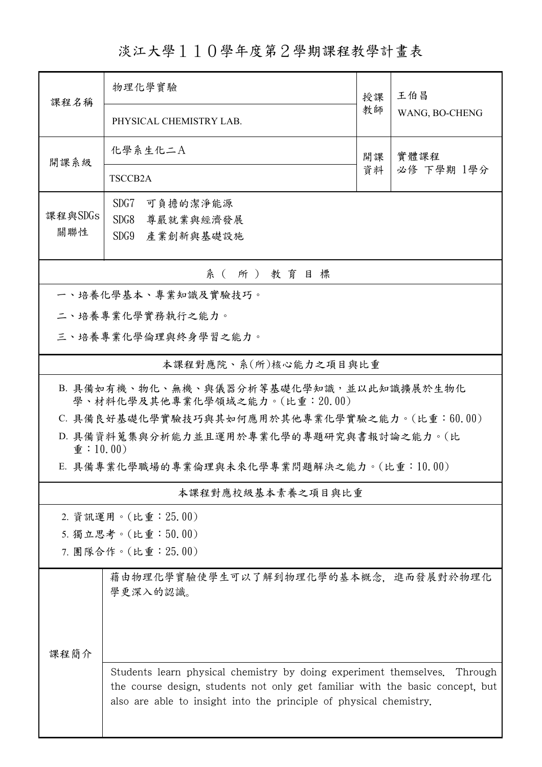# 淡江大學１１０學年度第２學期課程教學計畫表

| 課程名稱 | 物理化學實驗 | 授課教師 | 王伯昌 |
|---|---|---|---|
| | PHYSICAL CHEMISTRY LAB. | | WANG, BO-CHENG |
| 開課系級 | 化學系生化二A | 開課資料 | 實體課程<br>必修 下學期 1學分 |
| | TSCCB2A | | |
| 課程與SDGs關聯性 | SDG7 可負擔的潔淨能源<br>SDG8 尊嚴就業與經濟發展<br>SDG9 產業創新與基礎設施 | | |

## 系（所）教育目標

一、培養化學基本、專業知識及實驗技巧。

二、培養專業化學實務執行之能力。

三、培養專業化學倫理與終身學習之能力。

## 本課程對應院、系(所)核心能力之項目與比重

B. 具備如有機、物化、無機、與儀器分析等基礎化學知識，並以此知識擴展於生物化學、材料化學及其他專業化學領域之能力。(比重：20.00)

C. 具備良好基礎化學實驗技巧與其如何應用於其他專業化學實驗之能力。(比重：60.00)

D. 具備資料蒐集與分析能力並且運用於專業化學的專題研究與書報討論之能力。(比重：10.00)

E. 具備專業化學職場的專業倫理與未來化學專業問題解決之能力。(比重：10.00)

## 本課程對應校級基本素養之項目與比重

2. 資訊運用。(比重：25.00)
5. 獨立思考。(比重：50.00)
7. 團隊合作。(比重：25.00)

## 課程簡介

藉由物理化學實驗使學生可以了解到物理化學的基本概念，進而發展對於物理化學更深入的認識。

Students learn physical chemistry by doing experiment themselves. Through the course design, students not only get familiar with the basic concept, but also are able to insight into the principle of physical chemistry.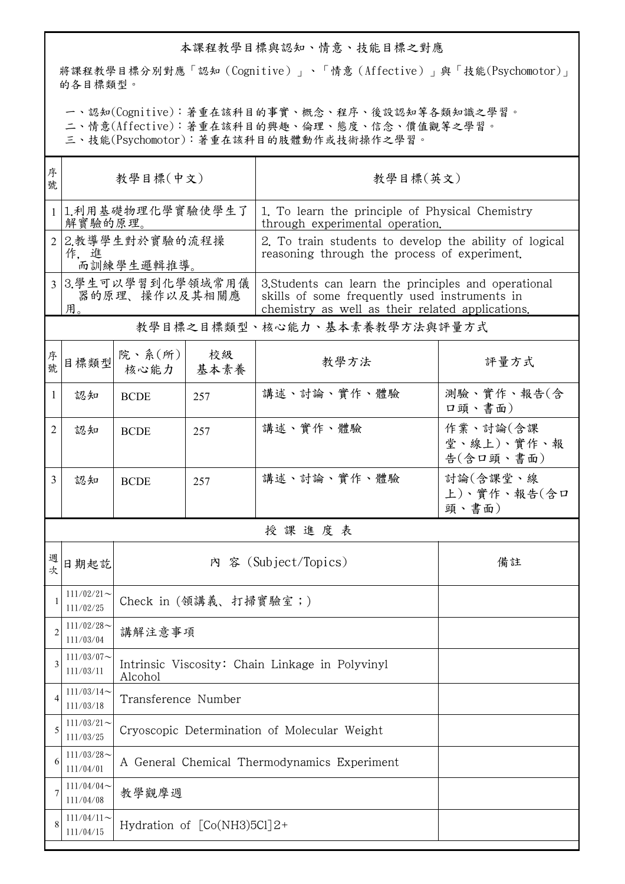## 本課程教學目標與認知、情意、技能目標之對應

將課程教學目標分別對應「認知（Cognitive）」、「情意（Affective）」與「技能(Psychomotor)」的各目標類型。

一、認知(Cognitive)：著重在該科目的事實、概念、程序、後設認知等各類知識之學習。
二、情意(Affective)：著重在該科目的興趣、倫理、態度、信念、價值觀等之學習。
三、技能(Psychomotor)：著重在該科目的肢體動作或技術操作之學習。

| 序號 | 教學目標(中文) | 教學目標(英文) |
|---|---|---|
| 1 | 1.利用基礎物理化學實驗使學生了解實驗的原理。 | 1. To learn the principle of Physical Chemistry through experimental operation. |
| 2 | 2.教導學生對於實驗的流程操作，進而訓練學生邏輯推導。 | 2. To train students to develop the ability of logical reasoning through the process of experiment. |
| 3 | 3.學生可以學習到化學領域常用儀器的原理、操作以及其相關應用。 | 3.Students can learn the principles and operational skills of some frequently used instruments in chemistry as well as their related applications. |

## 教學目標之目標類型、核心能力、基本素養教學方法與評量方式

| 序號 | 目標類型 | 院、系(所)核心能力 | 校級基本素養 | 教學方法 | 評量方式 |
|---|---|---|---|---|---|
| 1 | 認知 | BCDE | 257 | 講述、討論、實作、體驗 | 測驗、實作、報告(含口頭、書面) |
| 2 | 認知 | BCDE | 257 | 講述、實作、體驗 | 作業、討論(含課堂、線上)、實作、報告(含口頭、書面) |
| 3 | 認知 | BCDE | 257 | 講述、討論、實作、體驗 | 討論(含課堂、線上)、實作、報告(含口頭、書面) |

## 授 課 進 度 表

| 週次 | 日期起訖 | 內 容 (Subject/Topics) | 備註 |
|---|---|---|---|
| 1 | 111/02/21～111/02/25 | Check in (領講義、打掃實驗室；) | |
| 2 | 111/02/28～111/03/04 | 講解注意事項 | |
| 3 | 111/03/07～111/03/11 | Intrinsic Viscosity: Chain Linkage in Polyvinyl Alcohol | |
| 4 | 111/03/14～111/03/18 | Transference Number | |
| 5 | 111/03/21～111/03/25 | Cryoscopic Determination of Molecular Weight | |
| 6 | 111/03/28～111/04/01 | A General Chemical Thermodynamics Experiment | |
| 7 | 111/04/04～111/04/08 | 教學觀摩週 | |
| 8 | 111/04/11～111/04/15 | Hydration of $[Co(NH_3)_5Cl]^{2+}$ | |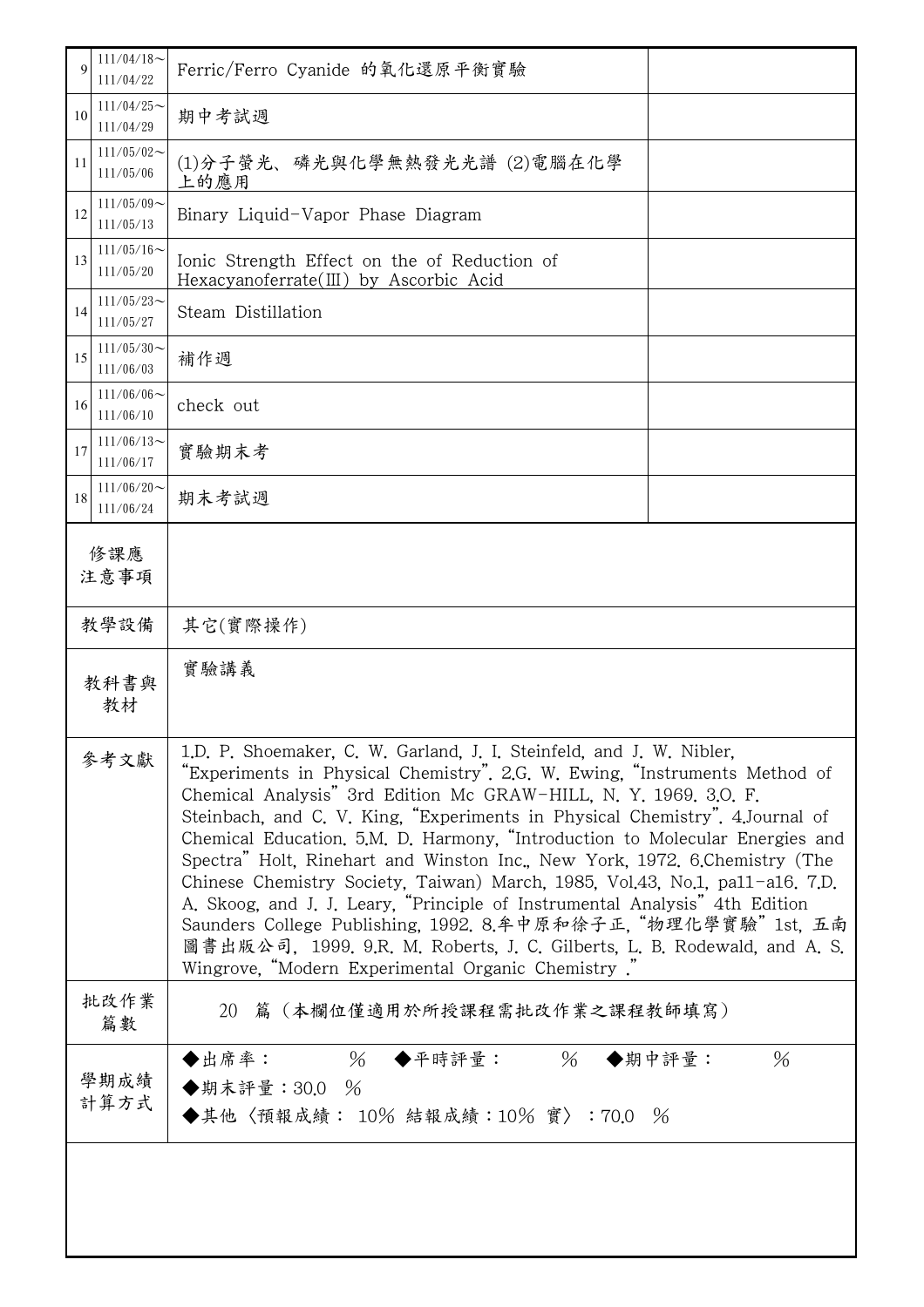| 9 | 111/04/18～111/04/22 | Ferric/Ferro Cyanide 的氧化還原平衡實驗 | |
|---|---|---|---|
| 10 | 111/04/25～111/04/29 | 期中考試週 | |
| 11 | 111/05/02～111/05/06 | (1)分子螢光、磷光與化學無熱發光光譜 (2)電腦在化學上的應用 | |
| 12 | 111/05/09～111/05/13 | Binary Liquid-Vapor Phase Diagram | |
| 13 | 111/05/16～111/05/20 | Ionic Strength Effect on the of Reduction of Hexacyanoferrate(Ⅲ) by Ascorbic Acid | |
| 14 | 111/05/23～111/05/27 | Steam Distillation | |
| 15 | 111/05/30～111/06/03 | 補作週 | |
| 16 | 111/06/06～111/06/10 | check out | |
| 17 | 111/06/13～111/06/17 | 實驗期末考 | |
| 18 | 111/06/20～111/06/24 | 期末考試週 | |

| 項目 | 內容 |
|---|---|
| 修課應注意事項 | |
| 教學設備 | 其它(實際操作) |
| 教科書與教材 | 實驗講義 |
| 參考文獻 | 1.D. P. Shoemaker, C. W. Garland, J. I. Steinfeld, and J. W. Nibler, "Experiments in Physical Chemistry". 2.G. W. Ewing, "Instruments Method of Chemical Analysis" 3rd Edition Mc GRAW-HILL, N. Y. 1969. 3.O. F. Steinbach, and C. V. King, "Experiments in Physical Chemistry". 4.Journal of Chemical Education. 5.M. D. Harmony, "Introduction to Molecular Energies and Spectra" Holt, Rinehart and Winston Inc., New York, 1972. 6.Chemistry (The Chinese Chemistry Society, Taiwan) March, 1985, Vol.43, No.1, pa11-a16. 7.D. A. Skoog, and J. J. Leary, "Principle of Instrumental Analysis" 4th Edition Saunders College Publishing, 1992. 8.牟中原和徐子正, "物理化學實驗" 1st, 五南圖書出版公司, 1999. 9.R. M. Roberts, J. C. Gilberts, L. B. Rodewald, and A. S. Wingrove, "Modern Experimental Organic Chemistry ." |
| 批改作業篇數 | 20 篇（本欄位僅適用於所授課程需批改作業之課程教師填寫） |
| 學期成績計算方式 | ◆出席率： % ◆平時評量： % ◆期中評量： %<br>◆期末評量：30.0 %<br>◆其他〈預報成績： 10% 結報成績：10% 實〉：70.0 % |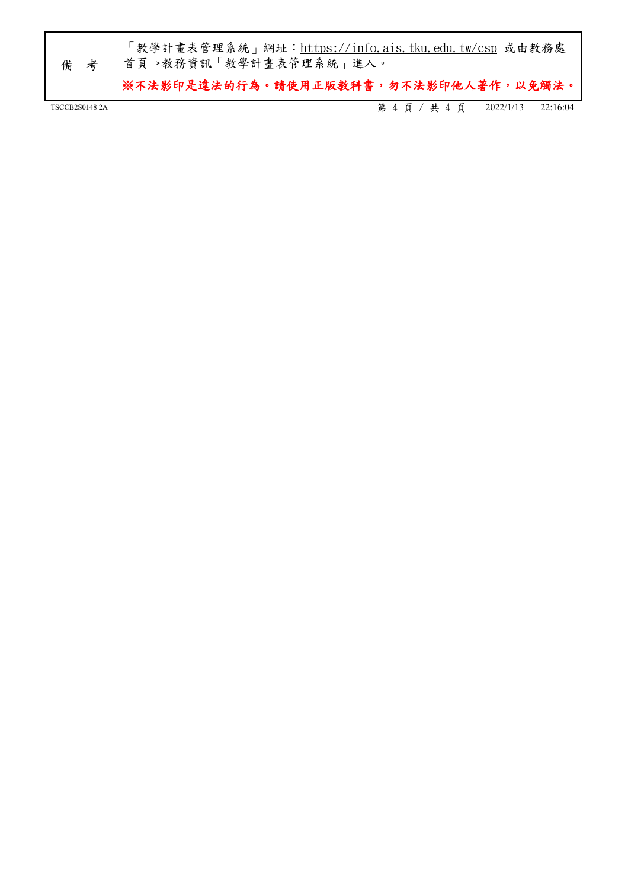| | |
|---|---|
| 備　考 | 「教學計畫表管理系統」網址：https://info.ais.tku.edu.tw/csp 或由教務處首頁→教務資訊「教學計畫表管理系統」進入。<br>**※不法影印是違法的行為。請使用正版教科書，勿不法影印他人著作，以免觸法。** |

TSCCB2S0148 2A

2022/1/13　22:16:04